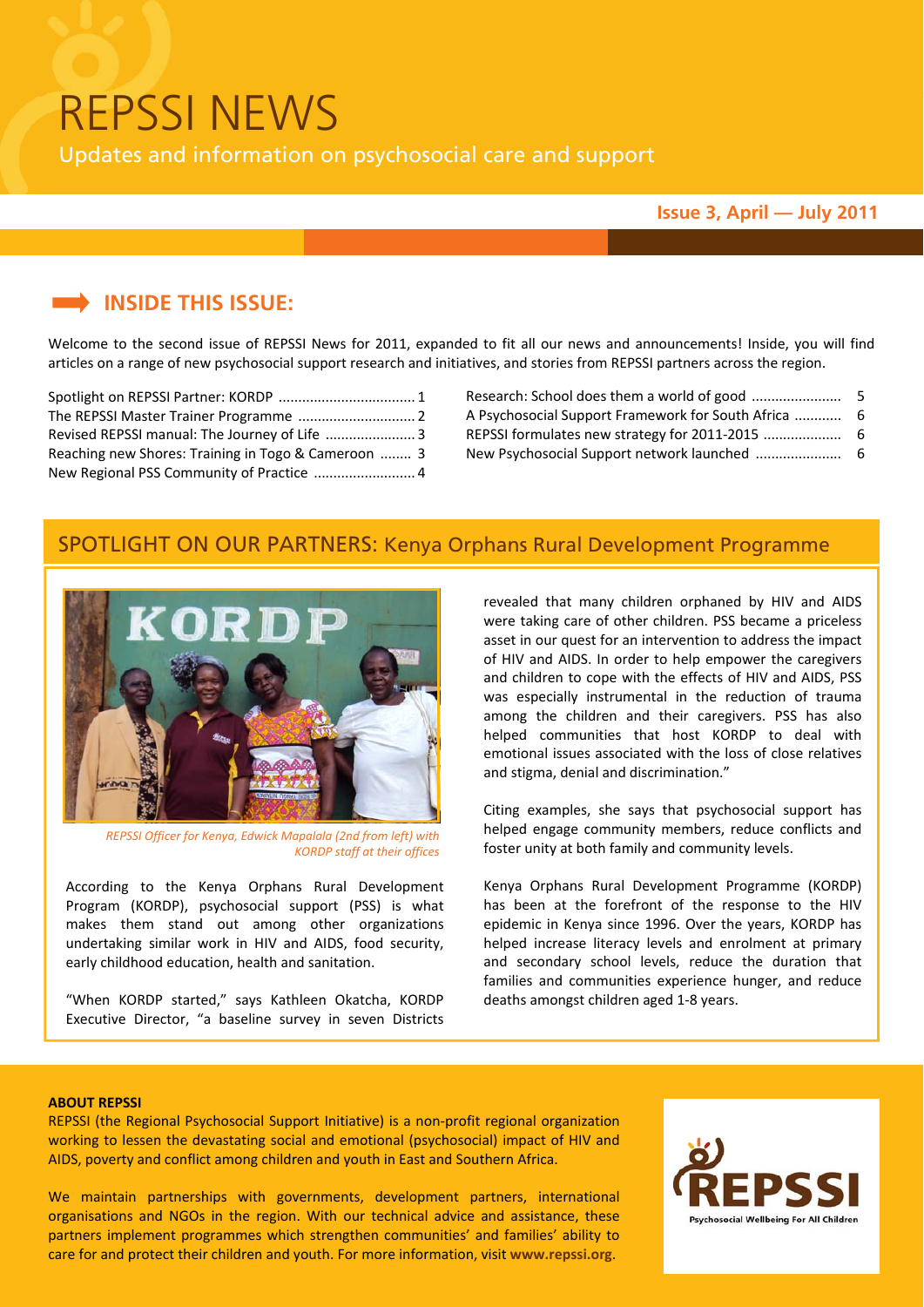# REPSSI NEWS

Updates and information on psychosocial care and support

**Issue 3, April — July 2011**

## INSIDE THIS ISSUE:

Welcome to the second issue of REPSSI News for 2011, expanded to fit all our news and announcements! Inside, you will find articles on a range of new psychosocial support research and initiatives, and stories from REPSSI partners across the region.

- Spotlight on REPSSI Partner: KORDP .................................. 1
- The REPSSI Master Trainer Programme ............................. 2
- Revised REPSSI manual: The Journey of Life ....................... 3
- Reaching new Shores: Training in Togo & Cameroon ........ 3
- New Regional PSS Community of Practice .......................... 4
- Research: School does them a world of good ...................... 5
- A Psychosocial Support Framework for South Africa ........... 6
- REPSSI formulates new strategy for 2011-2015 .................... 6
- New Psychosocial Support network launched ...................... 6

## SPOTLIGHT ON OUR PARTNERS: Kenya Orphans Rural Development Programme

*REPSSI Officer for Kenya, Edwick Mapalala (2nd from left) with KORDP staff at their offices*

According to the Kenya Orphans Rural Development Program (KORDP), psychosocial support (PSS) is what makes them stand out among other organizations undertaking similar work in HIV and AIDS, food security, early childhood education, health and sanitation.

"When KORDP started," says Kathleen Okatcha, KORDP Executive Director, "a baseline survey in seven Districts revealed that many children orphaned by HIV and AIDS were taking care of other children. PSS became a priceless asset in our quest for an intervention to address the impact of HIV and AIDS. In order to help empower the caregivers and children to cope with the effects of HIV and AIDS, PSS was especially instrumental in the reduction of trauma among the children and their caregivers. PSS has also helped communities that host KORDP to deal with emotional issues associated with the loss of close relatives and stigma, denial and discrimination."

Citing examples, she says that psychosocial support has helped engage community members, reduce conflicts and foster unity at both family and community levels.

Kenya Orphans Rural Development Programme (KORDP) has been at the forefront of the response to the HIV epidemic in Kenya since 1996. Over the years, KORDP has helped increase literacy levels and enrolment at primary and secondary school levels, reduce the duration that families and communities experience hunger, and reduce deaths amongst children aged 1-8 years.

**ABOUT REPSSI**

REPSSI (the Regional Psychosocial Support Initiative) is a non-profit regional organization working to lessen the devastating social and emotional (psychosocial) impact of HIV and AIDS, poverty and conflict among children and youth in East and Southern Africa.

We maintain partnerships with governments, development partners, international organisations and NGOs in the region. With our technical advice and assistance, these partners implement programmes which strengthen communities' and families' ability to care for and protect their children and youth. For more information, visit **www.repssi.org**.

REPSSI — Psychosocial Wellbeing For All Children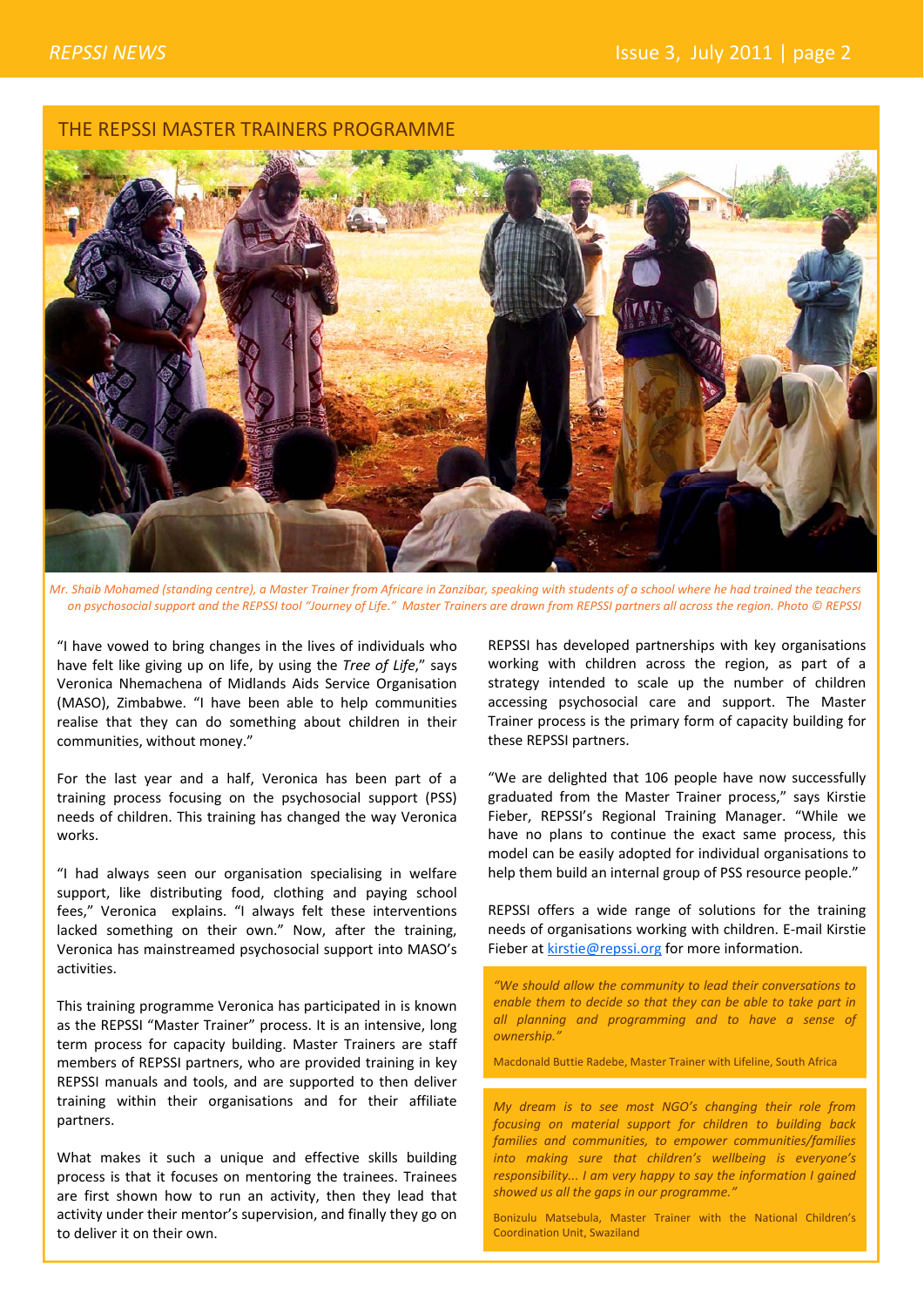## THE REPSSI MASTER TRAINERS PROGRAMME

*Mr. Shaib Mohamed (standing centre), a Master Trainer from Africare in Zanzibar, speaking with students of a school where he had trained the teachers on psychosocial support and the REPSSI tool "Journey of Life." Master Trainers are drawn from REPSSI partners all across the region. Photo © REPSSI*

"I have vowed to bring changes in the lives of individuals who have felt like giving up on life, by using the *Tree of Life*," says Veronica Nhemachena of Midlands Aids Service Organisation (MASO), Zimbabwe. "I have been able to help communities realise that they can do something about children in their communities, without money."

For the last year and a half, Veronica has been part of a training process focusing on the psychosocial support (PSS) needs of children. This training has changed the way Veronica works.

"I had always seen our organisation specialising in welfare support, like distributing food, clothing and paying school fees," Veronica explains. "I always felt these interventions lacked something on their own." Now, after the training, Veronica has mainstreamed psychosocial support into MASO's activities.

This training programme Veronica has participated in is known as the REPSSI "Master Trainer" process. It is an intensive, long term process for capacity building. Master Trainers are staff members of REPSSI partners, who are provided training in key REPSSI manuals and tools, and are supported to then deliver training within their organisations and for their affiliate partners.

What makes it such a unique and effective skills building process is that it focuses on mentoring the trainees. Trainees are first shown how to run an activity, then they lead that activity under their mentor's supervision, and finally they go on to deliver it on their own.

REPSSI has developed partnerships with key organisations working with children across the region, as part of a strategy intended to scale up the number of children accessing psychosocial care and support. The Master Trainer process is the primary form of capacity building for these REPSSI partners.

"We are delighted that 106 people have now successfully graduated from the Master Trainer process," says Kirstie Fieber, REPSSI's Regional Training Manager. "While we have no plans to continue the exact same process, this model can be easily adopted for individual organisations to help them build an internal group of PSS resource people."

REPSSI offers a wide range of solutions for the training needs of organisations working with children. E-mail Kirstie Fieber at kirstie@repssi.org for more information.

> *"We should allow the community to lead their conversations to enable them to decide so that they can be able to take part in all planning and programming and to have a sense of ownership."*
>
> Macdonald Buttie Radebe, Master Trainer with Lifeline, South Africa

> *My dream is to see most NGO's changing their role from focusing on material support for children to building back families and communities, to empower communities/families into making sure that children's wellbeing is everyone's responsibility... I am very happy to say the information I gained showed us all the gaps in our programme."*
>
> Bonizulu Matsebula, Master Trainer with the National Children's Coordination Unit, Swaziland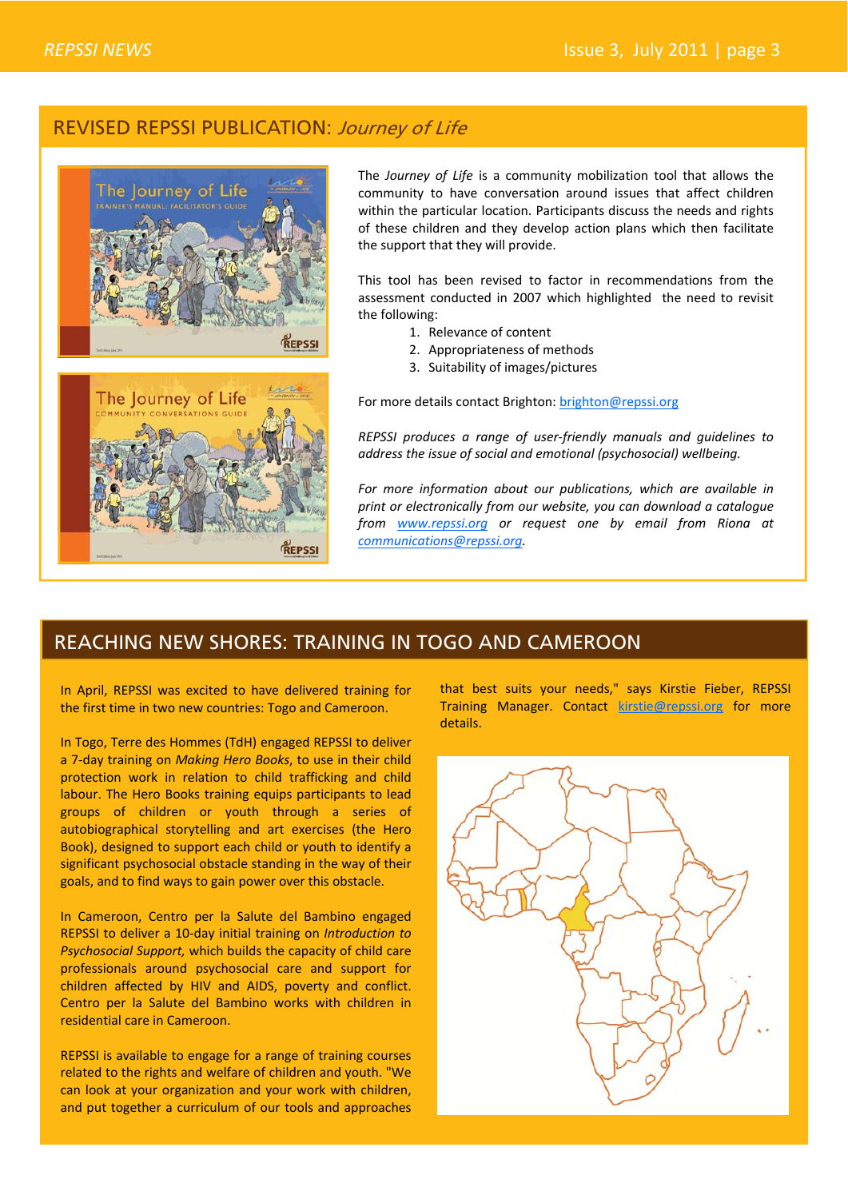## REVISED REPSSI PUBLICATION: *Journey of Life*

The *Journey of Life* is a community mobilization tool that allows the community to have conversation around issues that affect children within the particular location. Participants discuss the needs and rights of these children and they develop action plans which then facilitate the support that they will provide.

This tool has been revised to factor in recommendations from the assessment conducted in 2007 which highlighted the need to revisit the following:

1. Relevance of content
2. Appropriateness of methods
3. Suitability of images/pictures

For more details contact Brighton: brighton@repssi.org

*REPSSI produces a range of user-friendly manuals and guidelines to address the issue of social and emotional (psychosocial) wellbeing.*

*For more information about our publications, which are available in print or electronically from our website, you can download a catalogue from www.repssi.org or request one by email from Riona at communications@repssi.org.*

## REACHING NEW SHORES: TRAINING IN TOGO AND CAMEROON

In April, REPSSI was excited to have delivered training for the first time in two new countries: Togo and Cameroon.

In Togo, Terre des Hommes (TdH) engaged REPSSI to deliver a 7-day training on *Making Hero Books*, to use in their child protection work in relation to child trafficking and child labour. The Hero Books training equips participants to lead groups of children or youth through a series of autobiographical storytelling and art exercises (the Hero Book), designed to support each child or youth to identify a significant psychosocial obstacle standing in the way of their goals, and to find ways to gain power over this obstacle.

In Cameroon, Centro per la Salute del Bambino engaged REPSSI to deliver a 10-day initial training on *Introduction to Psychosocial Support,* which builds the capacity of child care professionals around psychosocial care and support for children affected by HIV and AIDS, poverty and conflict. Centro per la Salute del Bambino works with children in residential care in Cameroon.

REPSSI is available to engage for a range of training courses related to the rights and welfare of children and youth. "We can look at your organization and your work with children, and put together a curriculum of our tools and approaches that best suits your needs," says Kirstie Fieber, REPSSI Training Manager. Contact kirstie@repssi.org for more details.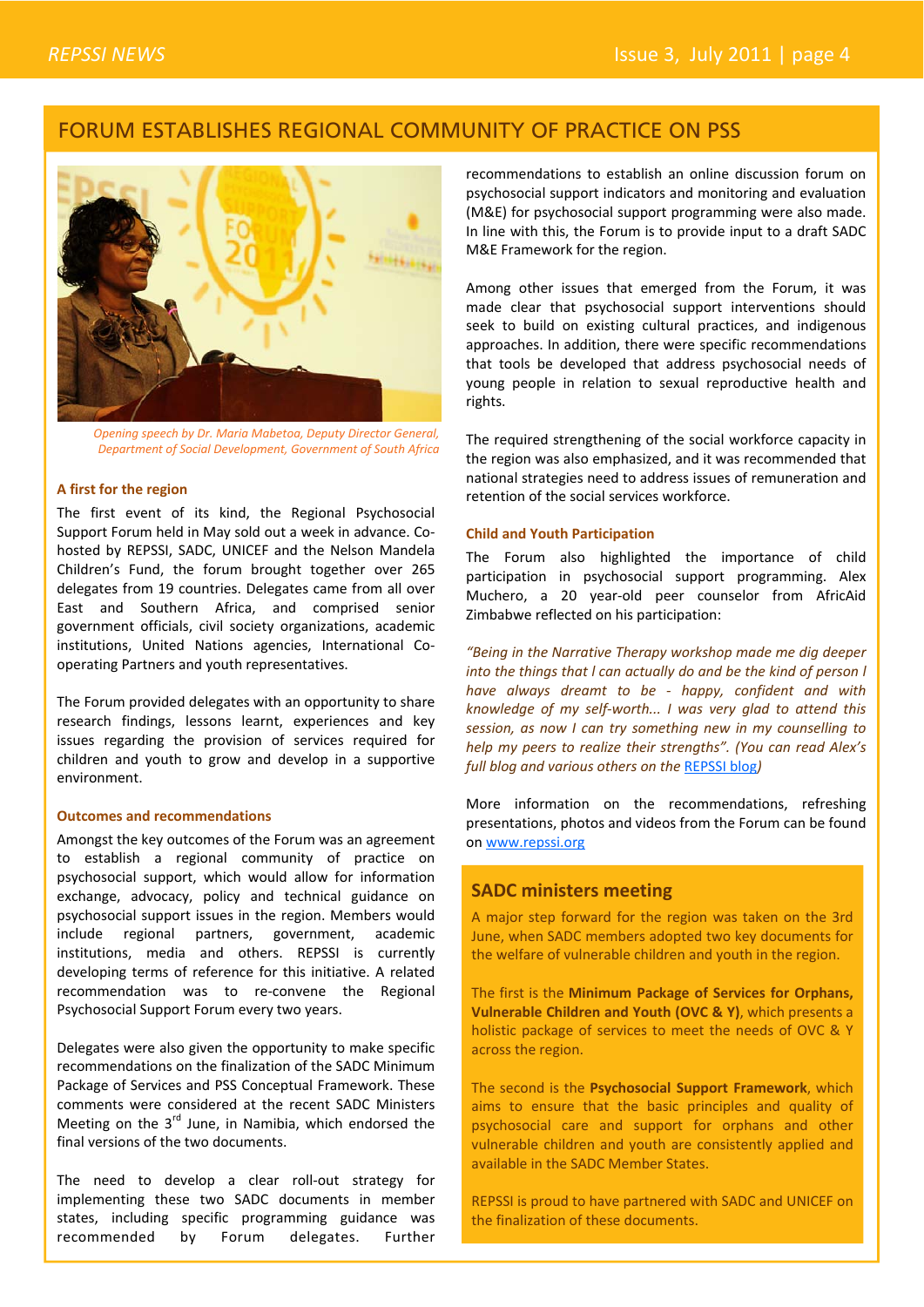# FORUM ESTABLISHES REGIONAL COMMUNITY OF PRACTICE ON PSS

*Opening speech by Dr. Maria Mabetoa, Deputy Director General, Department of Social Development, Government of South Africa*

### A first for the region

The first event of its kind, the Regional Psychosocial Support Forum held in May sold out a week in advance. Co-hosted by REPSSI, SADC, UNICEF and the Nelson Mandela Children's Fund, the forum brought together over 265 delegates from 19 countries. Delegates came from all over East and Southern Africa, and comprised senior government officials, civil society organizations, academic institutions, United Nations agencies, International Co-operating Partners and youth representatives.

The Forum provided delegates with an opportunity to share research findings, lessons learnt, experiences and key issues regarding the provision of services required for children and youth to grow and develop in a supportive environment.

### Outcomes and recommendations

Amongst the key outcomes of the Forum was an agreement to establish a regional community of practice on psychosocial support, which would allow for information exchange, advocacy, policy and technical guidance on psychosocial support issues in the region. Members would include regional partners, government, academic institutions, media and others. REPSSI is currently developing terms of reference for this initiative. A related recommendation was to re-convene the Regional Psychosocial Support Forum every two years.

Delegates were also given the opportunity to make specific recommendations on the finalization of the SADC Minimum Package of Services and PSS Conceptual Framework. These comments were considered at the recent SADC Ministers Meeting on the 3rd June, in Namibia, which endorsed the final versions of the two documents.

The need to develop a clear roll-out strategy for implementing these two SADC documents in member states, including specific programming guidance was recommended by Forum delegates. Further recommendations to establish an online discussion forum on psychosocial support indicators and monitoring and evaluation (M&E) for psychosocial support programming were also made. In line with this, the Forum is to provide input to a draft SADC M&E Framework for the region.

Among other issues that emerged from the Forum, it was made clear that psychosocial support interventions should seek to build on existing cultural practices, and indigenous approaches. In addition, there were specific recommendations that tools be developed that address psychosocial needs of young people in relation to sexual reproductive health and rights.

The required strengthening of the social workforce capacity in the region was also emphasized, and it was recommended that national strategies need to address issues of remuneration and retention of the social services workforce.

### Child and Youth Participation

The Forum also highlighted the importance of child participation in psychosocial support programming. Alex Muchero, a 20 year-old peer counselor from AfricAid Zimbabwe reflected on his participation:

*"Being in the Narrative Therapy workshop made me dig deeper into the things that I can actually do and be the kind of person I have always dreamt to be - happy, confident and with knowledge of my self-worth... I was very glad to attend this session, as now I can try something new in my counselling to help my peers to realize their strengths". (You can read Alex's full blog and various others on the REPSSI blog)*

More information on the recommendations, refreshing presentations, photos and videos from the Forum can be found on www.repssi.org

## SADC ministers meeting

A major step forward for the region was taken on the 3rd June, when SADC members adopted two key documents for the welfare of vulnerable children and youth in the region.

The first is the **Minimum Package of Services for Orphans, Vulnerable Children and Youth (OVC & Y)**, which presents a holistic package of services to meet the needs of OVC & Y across the region.

The second is the **Psychosocial Support Framework**, which aims to ensure that the basic principles and quality of psychosocial care and support for orphans and other vulnerable children and youth are consistently applied and available in the SADC Member States.

REPSSI is proud to have partnered with SADC and UNICEF on the finalization of these documents.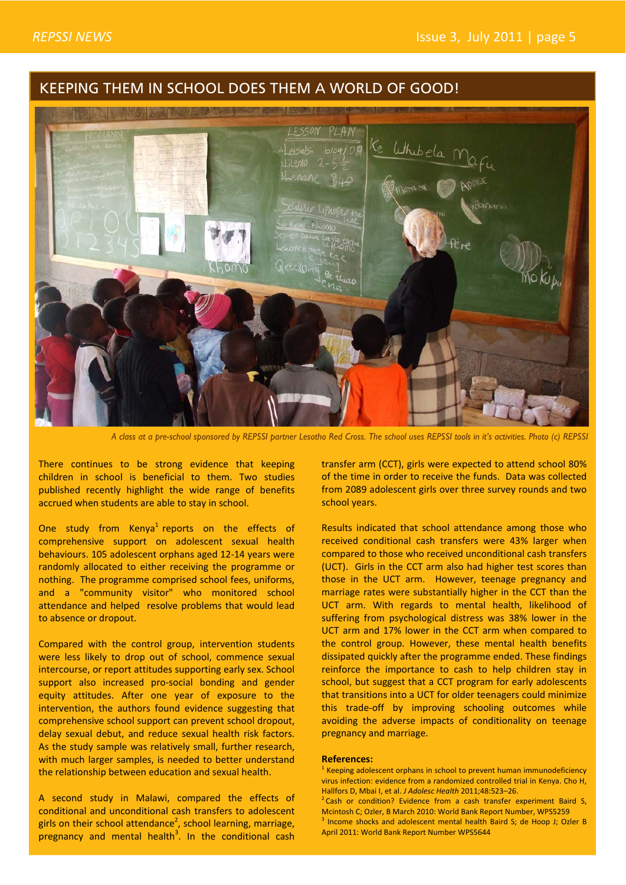## KEEPING THEM IN SCHOOL DOES THEM A WORLD OF GOOD!

*A class at a pre-school sponsored by REPSSI partner Lesotho Red Cross. The school uses REPSSI tools in it's activities. Photo (c) REPSSI*

There continues to be strong evidence that keeping children in school is beneficial to them. Two studies published recently highlight the wide range of benefits accrued when students are able to stay in school.

One study from Kenya[1] reports on the effects of comprehensive support on adolescent sexual health behaviours. 105 adolescent orphans aged 12-14 years were randomly allocated to either receiving the programme or nothing. The programme comprised school fees, uniforms, and a "community visitor" who monitored school attendance and helped resolve problems that would lead to absence or dropout.

Compared with the control group, intervention students were less likely to drop out of school, commence sexual intercourse, or report attitudes supporting early sex. School support also increased pro-social bonding and gender equity attitudes. After one year of exposure to the intervention, the authors found evidence suggesting that comprehensive school support can prevent school dropout, delay sexual debut, and reduce sexual health risk factors. As the study sample was relatively small, further research, with much larger samples, is needed to better understand the relationship between education and sexual health.

A second study in Malawi, compared the effects of conditional and unconditional cash transfers to adolescent girls on their school attendance[2], school learning, marriage, pregnancy and mental health[3]. In the conditional cash transfer arm (CCT), girls were expected to attend school 80% of the time in order to receive the funds. Data was collected from 2089 adolescent girls over three survey rounds and two school years.

Results indicated that school attendance among those who received conditional cash transfers were 43% larger when compared to those who received unconditional cash transfers (UCT). Girls in the CCT arm also had higher test scores than those in the UCT arm. However, teenage pregnancy and marriage rates were substantially higher in the CCT than the UCT arm. With regards to mental health, likelihood of suffering from psychological distress was 38% lower in the UCT arm and 17% lower in the CCT arm when compared to the control group. However, these mental health benefits dissipated quickly after the programme ended. These findings reinforce the importance to cash to help children stay in school, but suggest that a CCT program for early adolescents that transitions into a UCT for older teenagers could minimize this trade-off by improving schooling outcomes while avoiding the adverse impacts of conditionality on teenage pregnancy and marriage.

**References:**

[1] Keeping adolescent orphans in school to prevent human immunodeficiency virus infection: evidence from a randomized controlled trial in Kenya. Cho H, Hallfors D, Mbai I, et al. *J Adolesc Health* 2011;48:523–26.

[2] Cash or condition? Evidence from a cash transfer experiment Baird S, Mcintosh C; Ozler, B March 2010: World Bank Report Number, WPS5259

[3] Income shocks and adolescent mental health Baird S; de Hoop J; Ozler B April 2011: World Bank Report Number WPS5644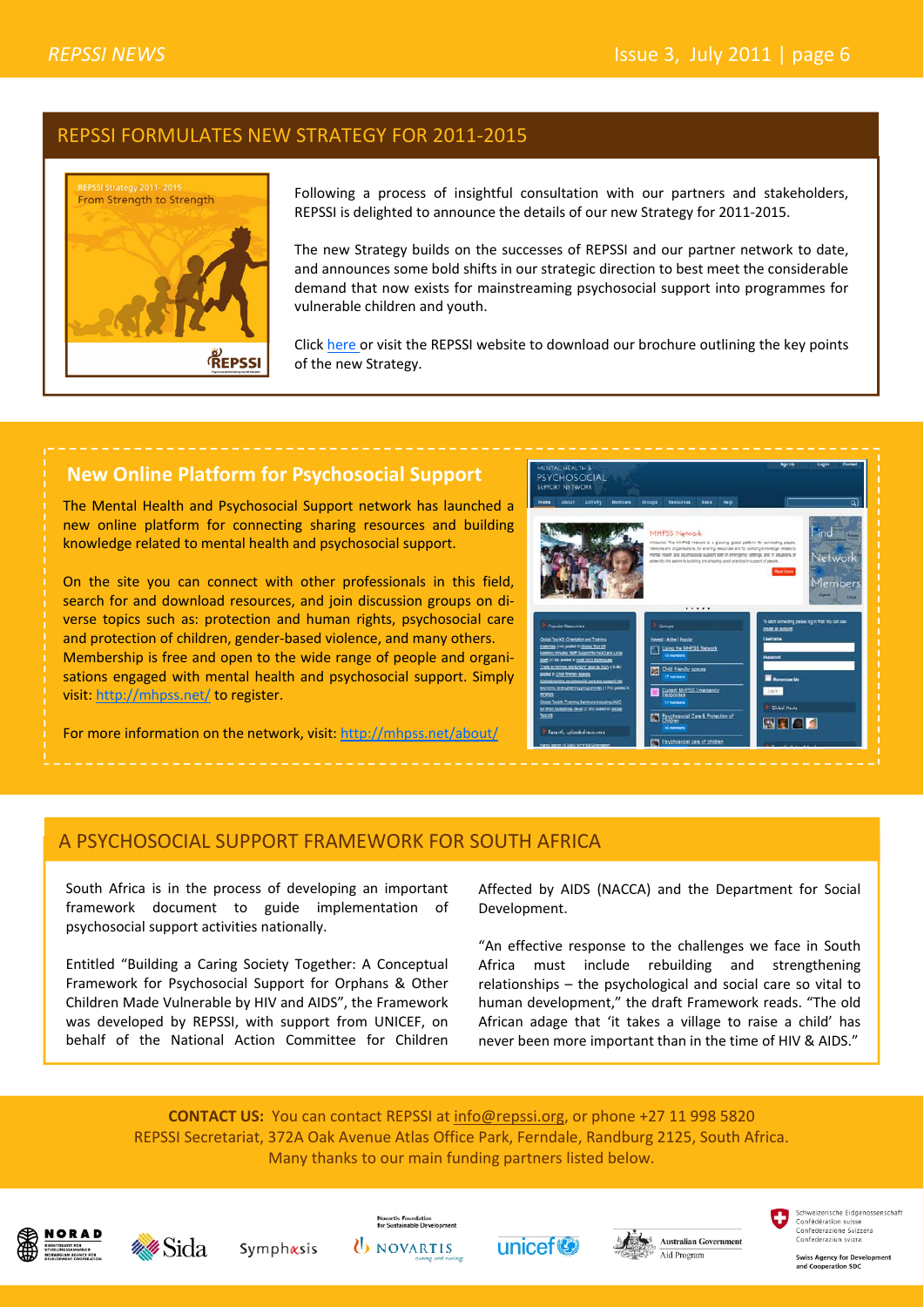## REPSSI FORMULATES NEW STRATEGY FOR 2011-2015

Following a process of insightful consultation with our partners and stakeholders, REPSSI is delighted to announce the details of our new Strategy for 2011-2015.

The new Strategy builds on the successes of REPSSI and our partner network to date, and announces some bold shifts in our strategic direction to best meet the considerable demand that now exists for mainstreaming psychosocial support into programmes for vulnerable children and youth.

Click here or visit the REPSSI website to download our brochure outlining the key points of the new Strategy.

## New Online Platform for Psychosocial Support

The Mental Health and Psychosocial Support network has launched a new online platform for connecting sharing resources and building knowledge related to mental health and psychosocial support.

On the site you can connect with other professionals in this field, search for and download resources, and join discussion groups on diverse topics such as: protection and human rights, psychosocial care and protection of children, gender-based violence, and many others. Membership is free and open to the wide range of people and organisations engaged with mental health and psychosocial support. Simply visit: http://mhpss.net/ to register.

For more information on the network, visit: http://mhpss.net/about/

## A PSYCHOSOCIAL SUPPORT FRAMEWORK FOR SOUTH AFRICA

South Africa is in the process of developing an important framework document to guide implementation of psychosocial support activities nationally.

Entitled "Building a Caring Society Together: A Conceptual Framework for Psychosocial Support for Orphans & Other Children Made Vulnerable by HIV and AIDS", the Framework was developed by REPSSI, with support from UNICEF, on behalf of the National Action Committee for Children Affected by AIDS (NACCA) and the Department for Social Development.

"An effective response to the challenges we face in South Africa must include rebuilding and strengthening relationships – the psychological and social care so vital to human development," the draft Framework reads. "The old African adage that 'it takes a village to raise a child' has never been more important than in the time of HIV & AIDS."

**CONTACT US:** You can contact REPSSI at info@repssi.org, or phone +27 11 998 5820
REPSSI Secretariat, 372A Oak Avenue Atlas Office Park, Ferndale, Randburg 2125, South Africa.
Many thanks to our main funding partners listed below.

NORAD · Sida · Symphasis · Novartis Foundation for Sustainable Development · unicef · Australian Government Aid Program · Swiss Agency for Development and Cooperation SDC